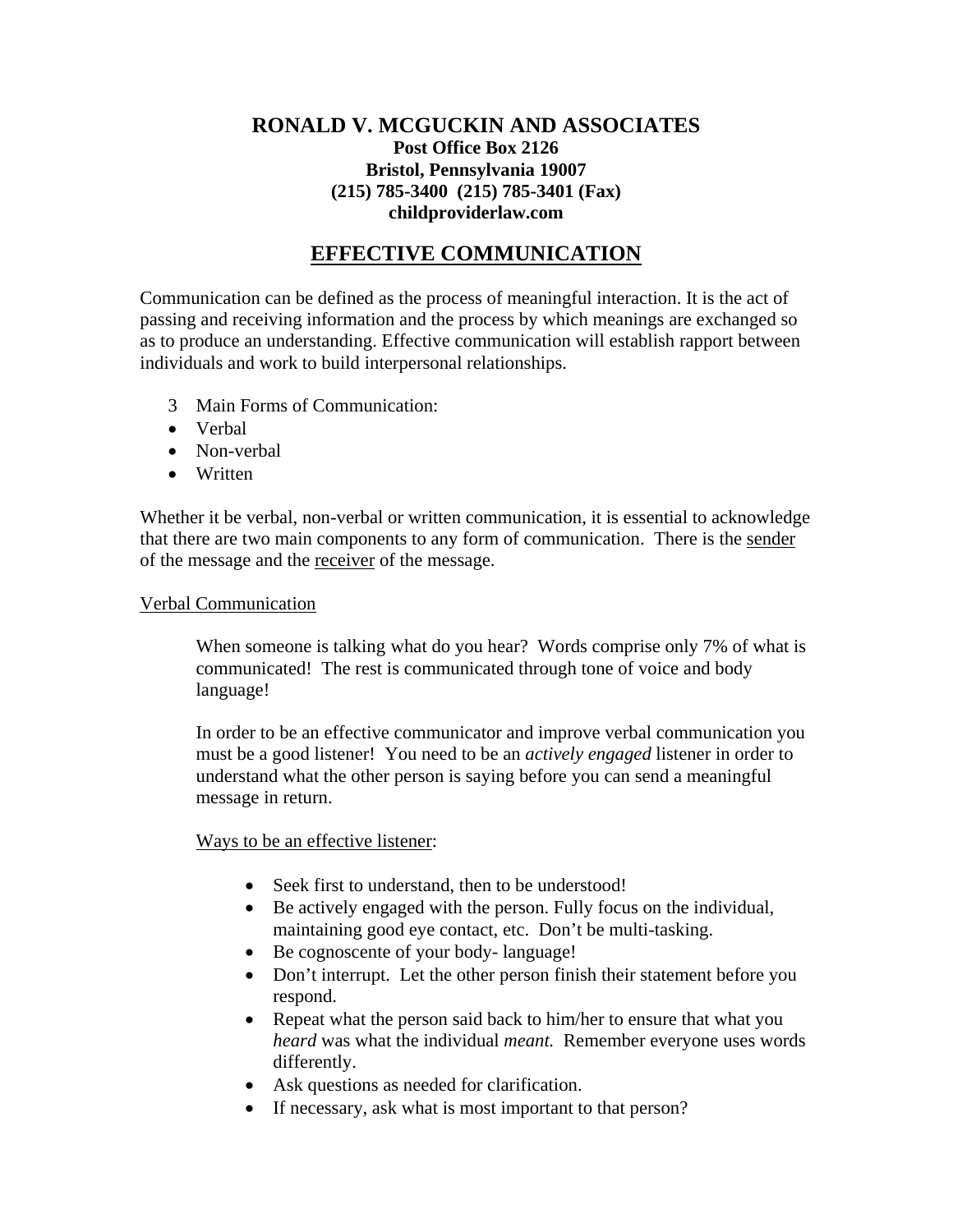# RONALD V. MCGUCKIN AND ASSOCIATES

**Post Office Box 2126**
**Bristol, Pennsylvania 19007**
**(215) 785-3400  (215) 785-3401 (Fax)**
**childproviderlaw.com**

## EFFECTIVE COMMUNICATION

Communication can be defined as the process of meaningful interaction. It is the act of passing and receiving information and the process by which meanings are exchanged so as to produce an understanding. Effective communication will establish rapport between individuals and work to build interpersonal relationships.

3 Main Forms of Communication:

- Verbal
- Non-verbal
- Written

Whether it be verbal, non-verbal or written communication, it is essential to acknowledge that there are two main components to any form of communication. There is the sender of the message and the receiver of the message.

### Verbal Communication

When someone is talking what do you hear? Words comprise only 7% of what is communicated! The rest is communicated through tone of voice and body language!

In order to be an effective communicator and improve verbal communication you must be a good listener! You need to be an *actively engaged* listener in order to understand what the other person is saying before you can send a meaningful message in return.

Ways to be an effective listener:

- Seek first to understand, then to be understood!
- Be actively engaged with the person. Fully focus on the individual, maintaining good eye contact, etc. Don't be multi-tasking.
- Be cognoscente of your body- language!
- Don't interrupt. Let the other person finish their statement before you respond.
- Repeat what the person said back to him/her to ensure that what you *heard* was what the individual *meant.* Remember everyone uses words differently.
- Ask questions as needed for clarification.
- If necessary, ask what is most important to that person?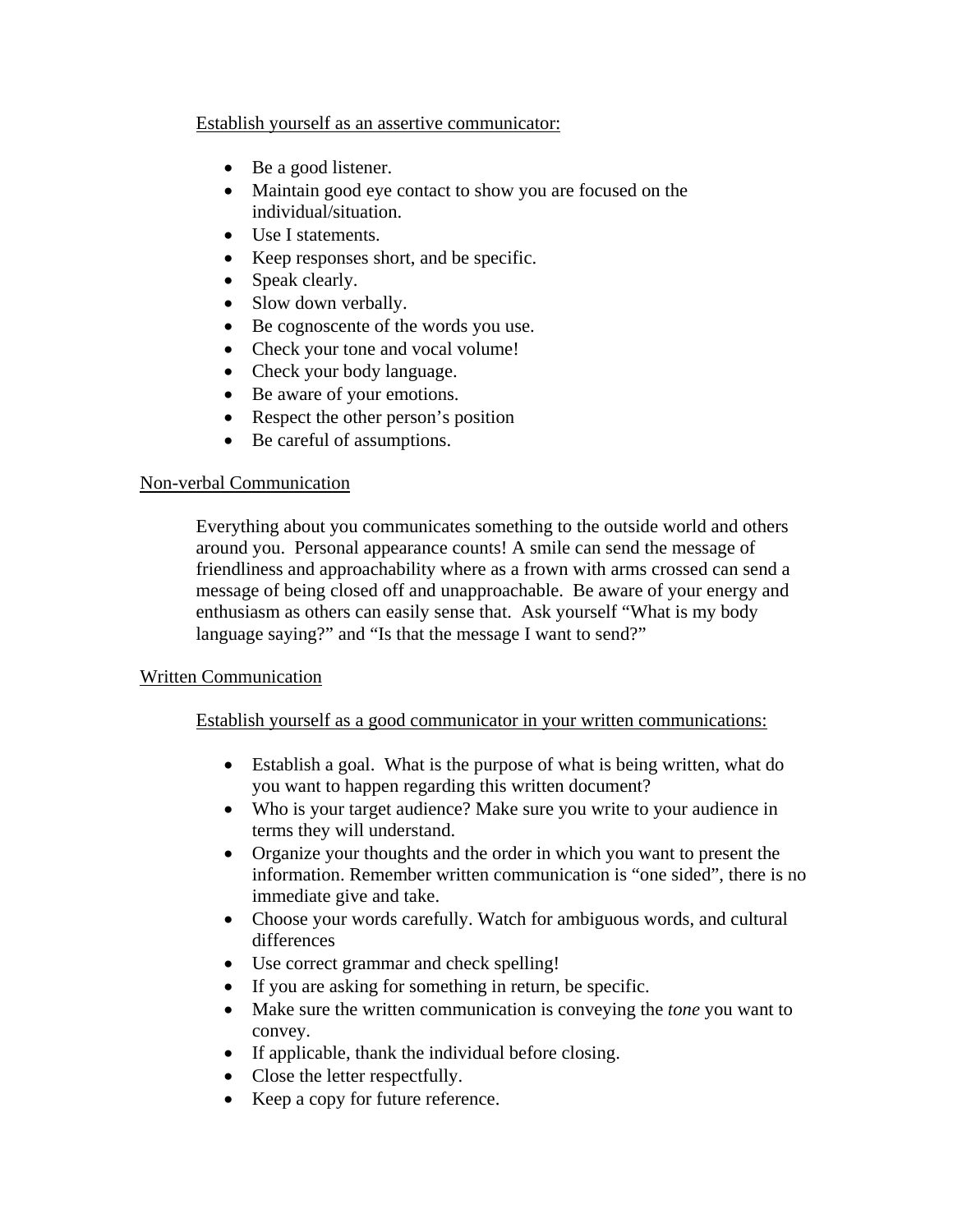Establish yourself as an assertive communicator:

- Be a good listener.
- Maintain good eye contact to show you are focused on the individual/situation.
- Use I statements.
- Keep responses short, and be specific.
- Speak clearly.
- Slow down verbally.
- Be cognoscente of the words you use.
- Check your tone and vocal volume!
- Check your body language.
- Be aware of your emotions.
- Respect the other person's position
- Be careful of assumptions.

## Non-verbal Communication

Everything about you communicates something to the outside world and others around you. Personal appearance counts! A smile can send the message of friendliness and approachability where as a frown with arms crossed can send a message of being closed off and unapproachable. Be aware of your energy and enthusiasm as others can easily sense that. Ask yourself "What is my body language saying?" and "Is that the message I want to send?"

## Written Communication

Establish yourself as a good communicator in your written communications:

- Establish a goal. What is the purpose of what is being written, what do you want to happen regarding this written document?
- Who is your target audience? Make sure you write to your audience in terms they will understand.
- Organize your thoughts and the order in which you want to present the information. Remember written communication is "one sided", there is no immediate give and take.
- Choose your words carefully. Watch for ambiguous words, and cultural differences
- Use correct grammar and check spelling!
- If you are asking for something in return, be specific.
- Make sure the written communication is conveying the *tone* you want to convey.
- If applicable, thank the individual before closing.
- Close the letter respectfully.
- Keep a copy for future reference.